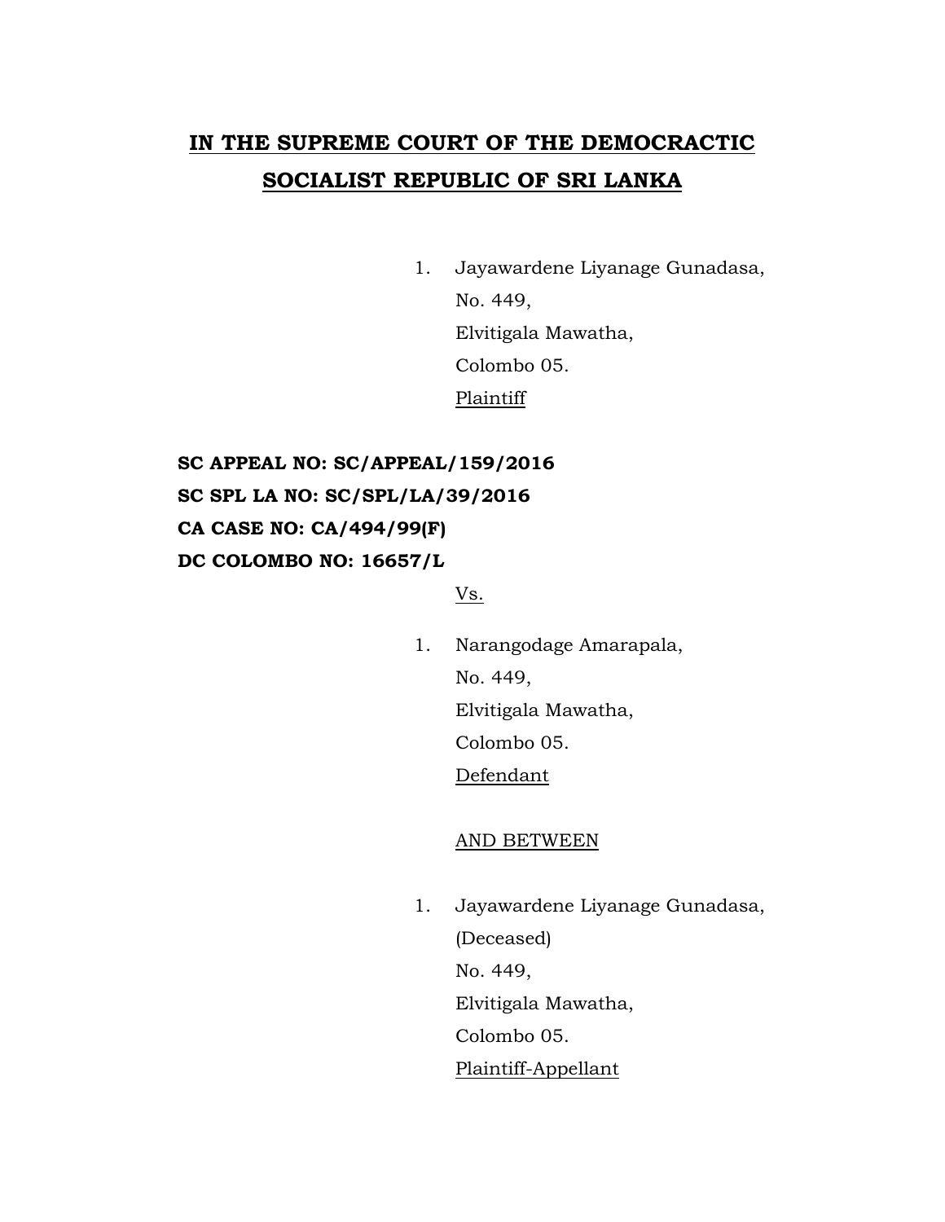# IN THE SUPREME COURT OF THE DEMOCRACTIC SOCIALIST REPUBLIC OF SRI LANKA

1. Jayawardene Liyanage Gunadasa,
   No. 449,
   Elvitigala Mawatha,
   Colombo 05.
   Plaintiff

**SC APPEAL NO: SC/APPEAL/159/2016**
**SC SPL LA NO: SC/SPL/LA/39/2016**
**CA CASE NO: CA/494/99(F)**
**DC COLOMBO NO: 16657/L**

Vs.

1. Narangodage Amarapala,
   No. 449,
   Elvitigala Mawatha,
   Colombo 05.
   Defendant

AND BETWEEN

1. Jayawardene Liyanage Gunadasa,
   (Deceased)
   No. 449,
   Elvitigala Mawatha,
   Colombo 05.
   Plaintiff-Appellant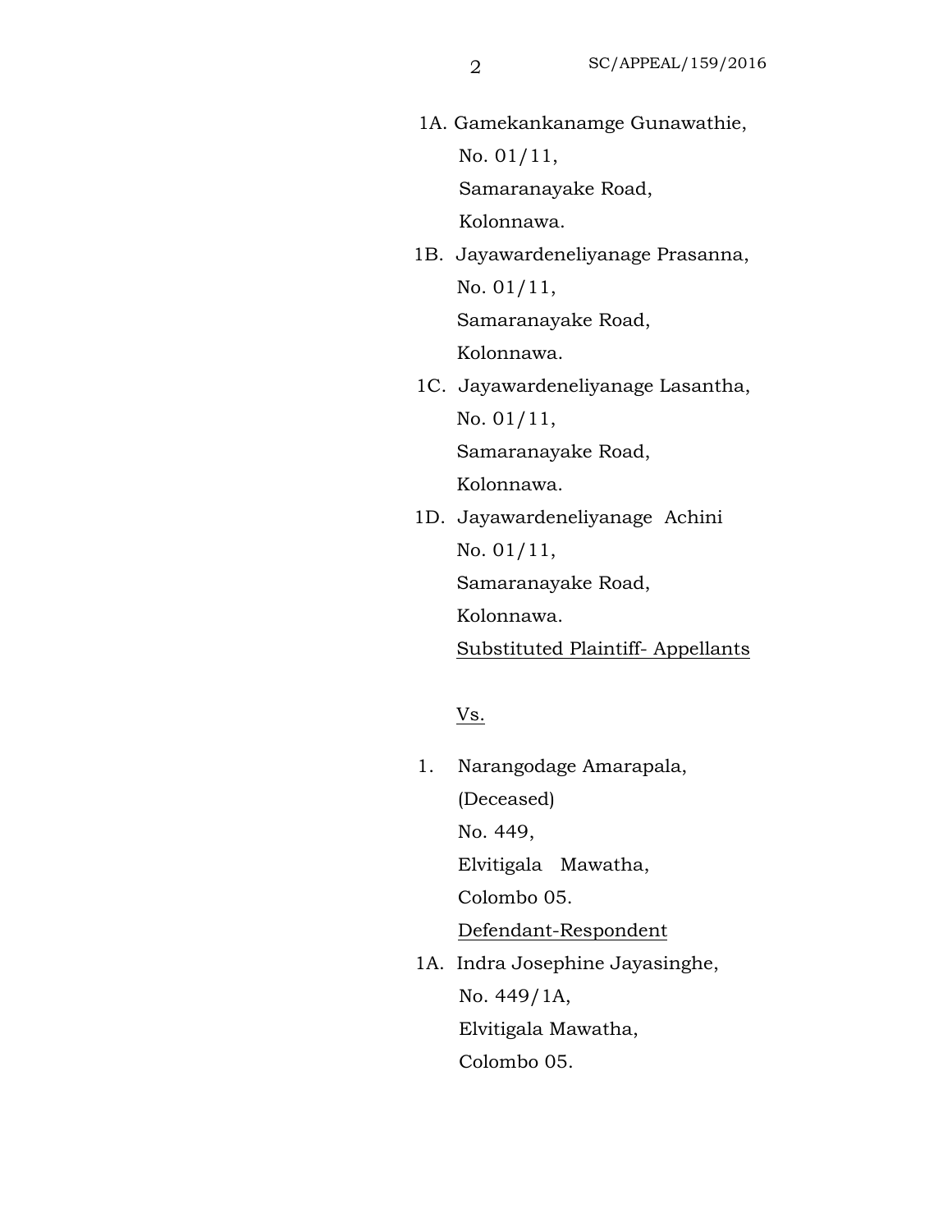1A. Gamekankanamge Gunawathie,
No. 01/11,
Samaranayake Road,
Kolonnawa.

1B. Jayawardeneliyanage Prasanna,
No. 01/11,
Samaranayake Road,
Kolonnawa.

1C. Jayawardeneliyanage Lasantha,
No. 01/11,
Samaranayake Road,
Kolonnawa.

1D. Jayawardeneliyanage Achini
No. 01/11,
Samaranayake Road,
Kolonnawa.

Substituted Plaintiff- Appellants

Vs.

1. Narangodage Amarapala,
(Deceased)
No. 449,
Elvitigala Mawatha,
Colombo 05.

Defendant-Respondent

1A. Indra Josephine Jayasinghe,
No. 449/1A,
Elvitigala Mawatha,
Colombo 05.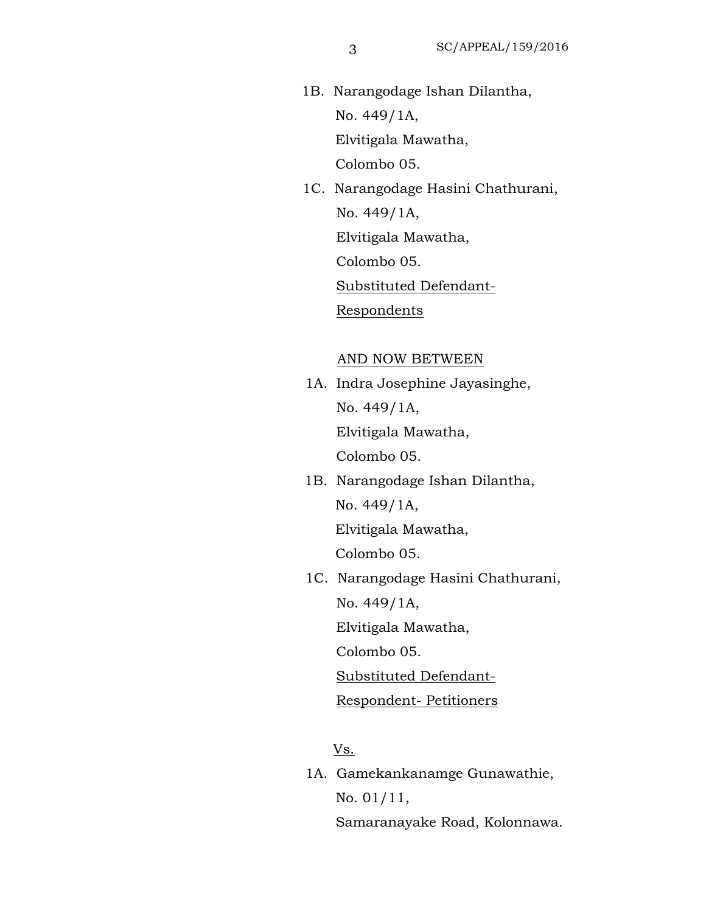1B. Narangodage Ishan Dilantha,
No. 449/1A,
Elvitigala Mawatha,
Colombo 05.

1C. Narangodage Hasini Chathurani,
No. 449/1A,
Elvitigala Mawatha,
Colombo 05.
<u>Substituted Defendant-</u>
<u>Respondents</u>

<u>AND NOW BETWEEN</u>

1A. Indra Josephine Jayasinghe,
No. 449/1A,
Elvitigala Mawatha,
Colombo 05.

1B. Narangodage Ishan Dilantha,
No. 449/1A,
Elvitigala Mawatha,
Colombo 05.

1C. Narangodage Hasini Chathurani,
No. 449/1A,
Elvitigala Mawatha,
Colombo 05.
<u>Substituted Defendant-</u>
<u>Respondent- Petitioners</u>

<u>Vs.</u>

1A. Gamekankanamge Gunawathie,
No. 01/11,
Samaranayake Road, Kolonnawa.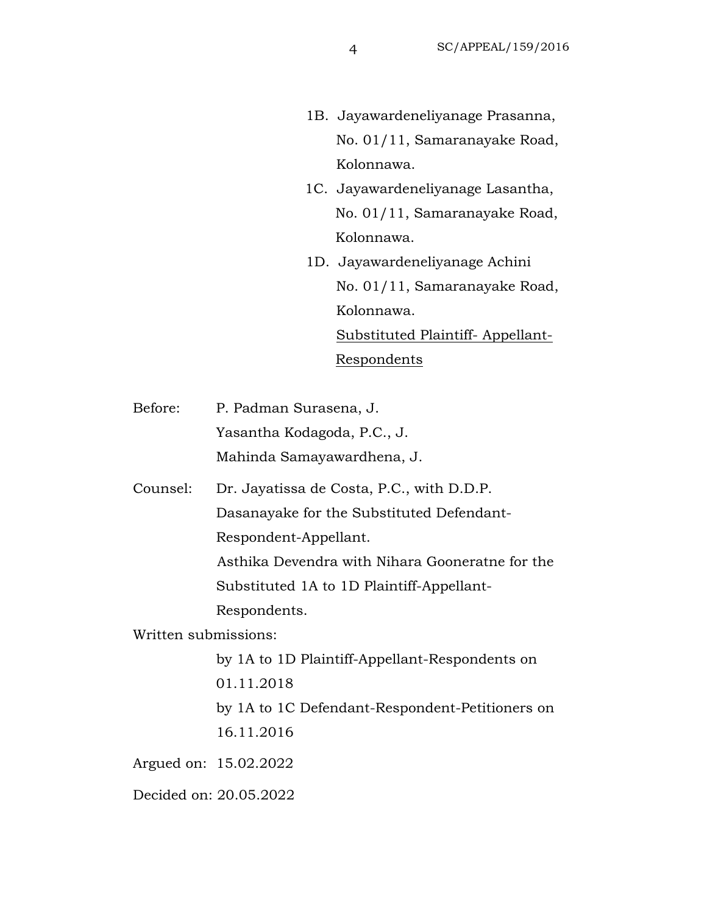1B. Jayawardeneliyanage Prasanna,
No. 01/11, Samaranayake Road,
Kolonnawa.

1C. Jayawardeneliyanage Lasantha,
No. 01/11, Samaranayake Road,
Kolonnawa.

1D. Jayawardeneliyanage Achini
No. 01/11, Samaranayake Road,
Kolonnawa.

Substituted Plaintiff- Appellant-
Respondents

Before: P. Padman Surasena, J.
Yasantha Kodagoda, P.C., J.
Mahinda Samayawardhena, J.

Counsel: Dr. Jayatissa de Costa, P.C., with D.D.P. Dasanayake for the Substituted Defendant-Respondent-Appellant.
Asthika Devendra with Nihara Gooneratne for the Substituted 1A to 1D Plaintiff-Appellant-Respondents.

Written submissions:
by 1A to 1D Plaintiff-Appellant-Respondents on 01.11.2018
by 1A to 1C Defendant-Respondent-Petitioners on 16.11.2016

Argued on: 15.02.2022

Decided on: 20.05.2022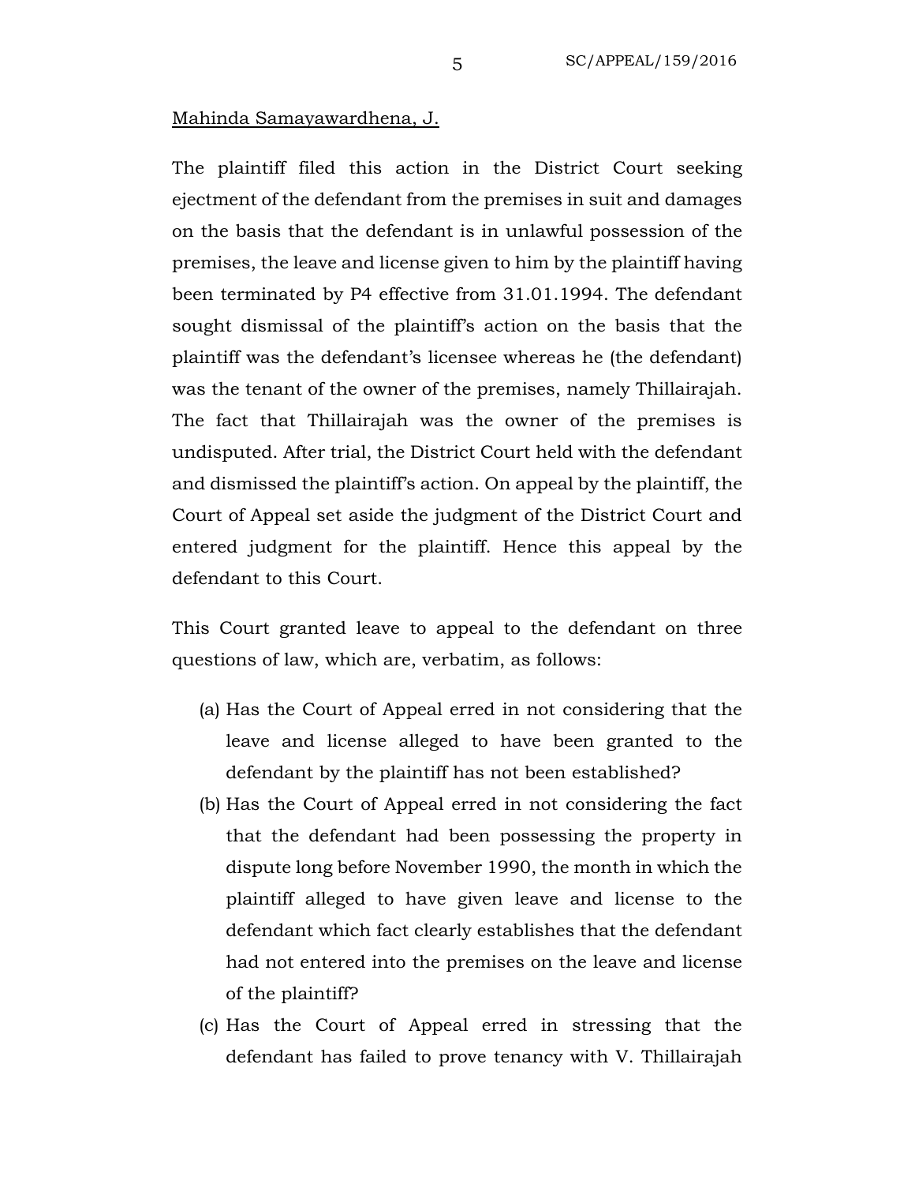Mahinda Samayawardhena, J.

The plaintiff filed this action in the District Court seeking ejectment of the defendant from the premises in suit and damages on the basis that the defendant is in unlawful possession of the premises, the leave and license given to him by the plaintiff having been terminated by P4 effective from 31.01.1994. The defendant sought dismissal of the plaintiff's action on the basis that the plaintiff was the defendant's licensee whereas he (the defendant) was the tenant of the owner of the premises, namely Thillairajah. The fact that Thillairajah was the owner of the premises is undisputed. After trial, the District Court held with the defendant and dismissed the plaintiff's action. On appeal by the plaintiff, the Court of Appeal set aside the judgment of the District Court and entered judgment for the plaintiff. Hence this appeal by the defendant to this Court.

This Court granted leave to appeal to the defendant on three questions of law, which are, verbatim, as follows:

(a) Has the Court of Appeal erred in not considering that the leave and license alleged to have been granted to the defendant by the plaintiff has not been established?

(b) Has the Court of Appeal erred in not considering the fact that the defendant had been possessing the property in dispute long before November 1990, the month in which the plaintiff alleged to have given leave and license to the defendant which fact clearly establishes that the defendant had not entered into the premises on the leave and license of the plaintiff?

(c) Has the Court of Appeal erred in stressing that the defendant has failed to prove tenancy with V. Thillairajah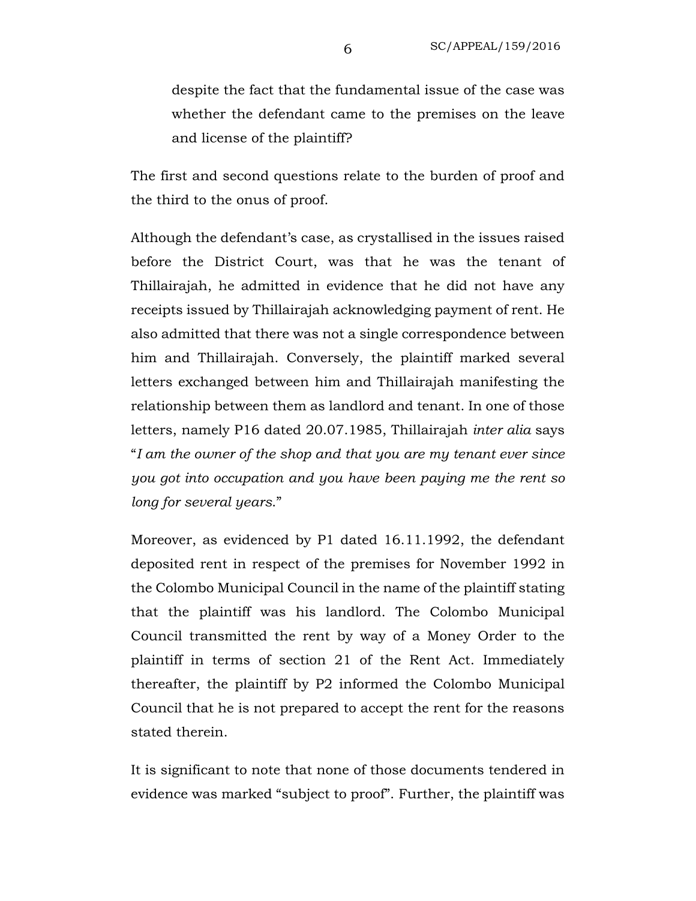despite the fact that the fundamental issue of the case was whether the defendant came to the premises on the leave and license of the plaintiff?

The first and second questions relate to the burden of proof and the third to the onus of proof.

Although the defendant's case, as crystallised in the issues raised before the District Court, was that he was the tenant of Thillairajah, he admitted in evidence that he did not have any receipts issued by Thillairajah acknowledging payment of rent. He also admitted that there was not a single correspondence between him and Thillairajah. Conversely, the plaintiff marked several letters exchanged between him and Thillairajah manifesting the relationship between them as landlord and tenant. In one of those letters, namely P16 dated 20.07.1985, Thillairajah *inter alia* says "*I am the owner of the shop and that you are my tenant ever since you got into occupation and you have been paying me the rent so long for several years*."

Moreover, as evidenced by P1 dated 16.11.1992, the defendant deposited rent in respect of the premises for November 1992 in the Colombo Municipal Council in the name of the plaintiff stating that the plaintiff was his landlord. The Colombo Municipal Council transmitted the rent by way of a Money Order to the plaintiff in terms of section 21 of the Rent Act. Immediately thereafter, the plaintiff by P2 informed the Colombo Municipal Council that he is not prepared to accept the rent for the reasons stated therein.

It is significant to note that none of those documents tendered in evidence was marked "subject to proof". Further, the plaintiff was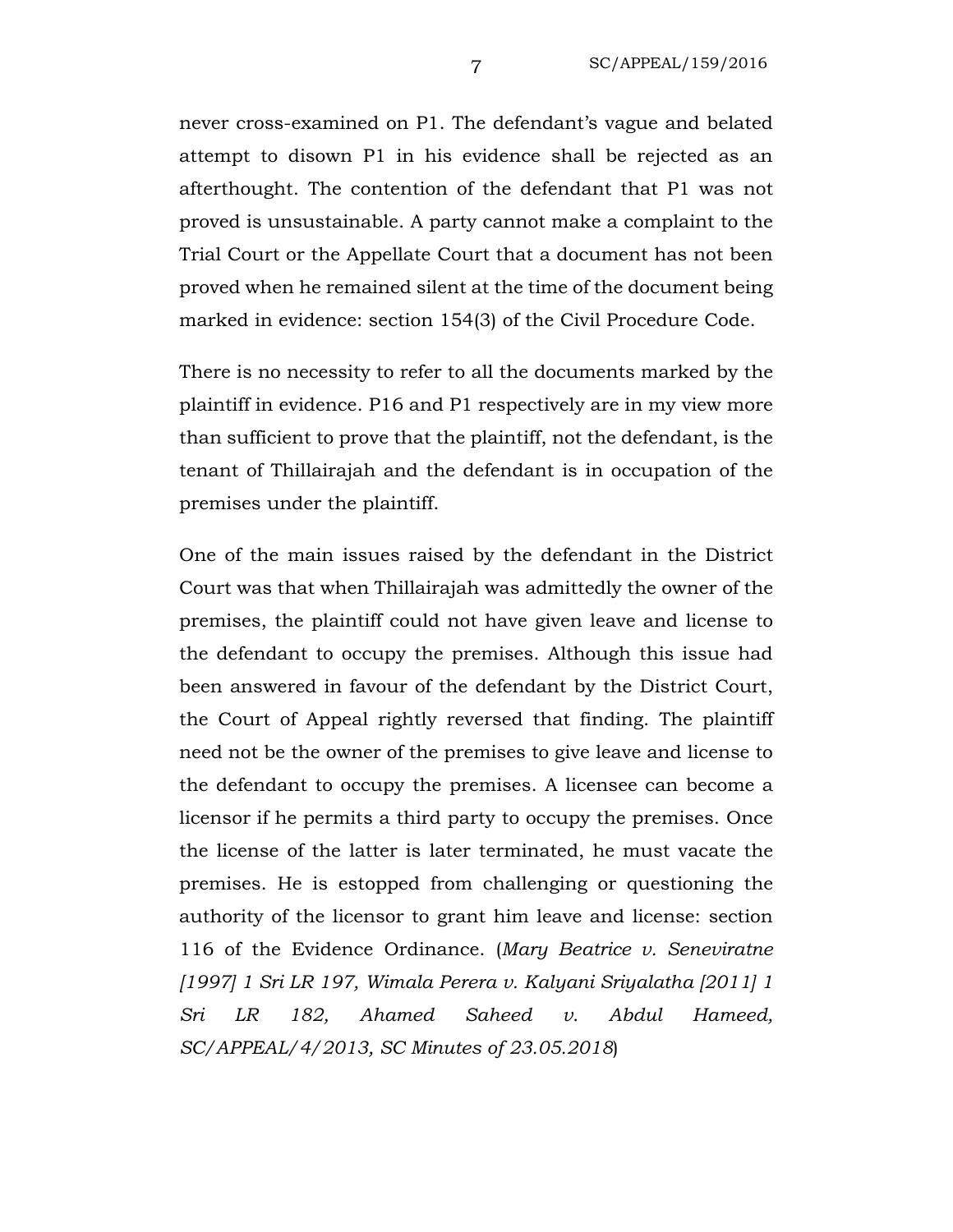never cross-examined on P1. The defendant's vague and belated attempt to disown P1 in his evidence shall be rejected as an afterthought. The contention of the defendant that P1 was not proved is unsustainable. A party cannot make a complaint to the Trial Court or the Appellate Court that a document has not been proved when he remained silent at the time of the document being marked in evidence: section 154(3) of the Civil Procedure Code.

There is no necessity to refer to all the documents marked by the plaintiff in evidence. P16 and P1 respectively are in my view more than sufficient to prove that the plaintiff, not the defendant, is the tenant of Thillairajah and the defendant is in occupation of the premises under the plaintiff.

One of the main issues raised by the defendant in the District Court was that when Thillairajah was admittedly the owner of the premises, the plaintiff could not have given leave and license to the defendant to occupy the premises. Although this issue had been answered in favour of the defendant by the District Court, the Court of Appeal rightly reversed that finding. The plaintiff need not be the owner of the premises to give leave and license to the defendant to occupy the premises. A licensee can become a licensor if he permits a third party to occupy the premises. Once the license of the latter is later terminated, he must vacate the premises. He is estopped from challenging or questioning the authority of the licensor to grant him leave and license: section 116 of the Evidence Ordinance. (*Mary Beatrice v. Seneviratne [1997] 1 Sri LR 197, Wimala Perera v. Kalyani Sriyalatha [2011] 1 Sri LR 182, Ahamed Saheed v. Abdul Hameed, SC/APPEAL/4/2013, SC Minutes of 23.05.2018*)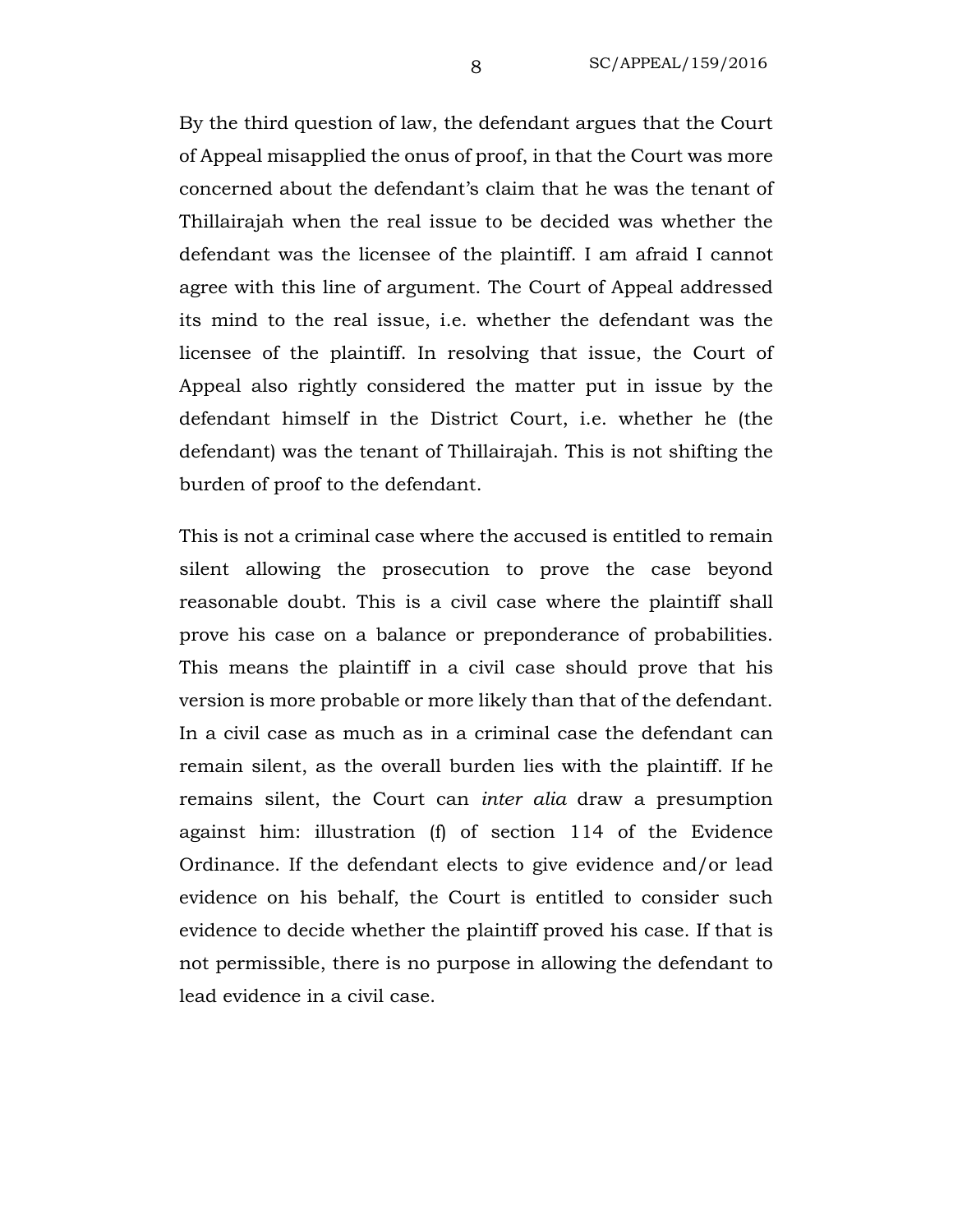By the third question of law, the defendant argues that the Court of Appeal misapplied the onus of proof, in that the Court was more concerned about the defendant's claim that he was the tenant of Thillairajah when the real issue to be decided was whether the defendant was the licensee of the plaintiff. I am afraid I cannot agree with this line of argument. The Court of Appeal addressed its mind to the real issue, i.e. whether the defendant was the licensee of the plaintiff. In resolving that issue, the Court of Appeal also rightly considered the matter put in issue by the defendant himself in the District Court, i.e. whether he (the defendant) was the tenant of Thillairajah. This is not shifting the burden of proof to the defendant.

This is not a criminal case where the accused is entitled to remain silent allowing the prosecution to prove the case beyond reasonable doubt. This is a civil case where the plaintiff shall prove his case on a balance or preponderance of probabilities. This means the plaintiff in a civil case should prove that his version is more probable or more likely than that of the defendant. In a civil case as much as in a criminal case the defendant can remain silent, as the overall burden lies with the plaintiff. If he remains silent, the Court can *inter alia* draw a presumption against him: illustration (f) of section 114 of the Evidence Ordinance. If the defendant elects to give evidence and/or lead evidence on his behalf, the Court is entitled to consider such evidence to decide whether the plaintiff proved his case. If that is not permissible, there is no purpose in allowing the defendant to lead evidence in a civil case.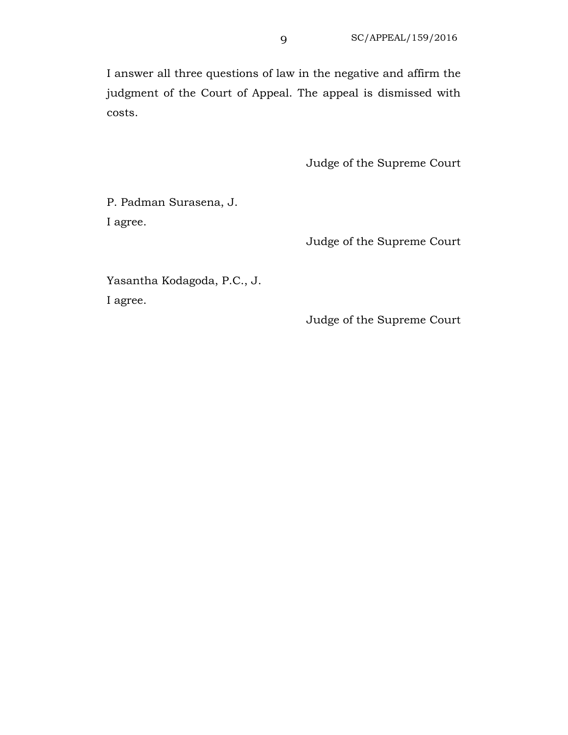I answer all three questions of law in the negative and affirm the judgment of the Court of Appeal. The appeal is dismissed with costs.

Judge of the Supreme Court

P. Padman Surasena, J.

I agree.

Judge of the Supreme Court

Yasantha Kodagoda, P.C., J.

I agree.

Judge of the Supreme Court